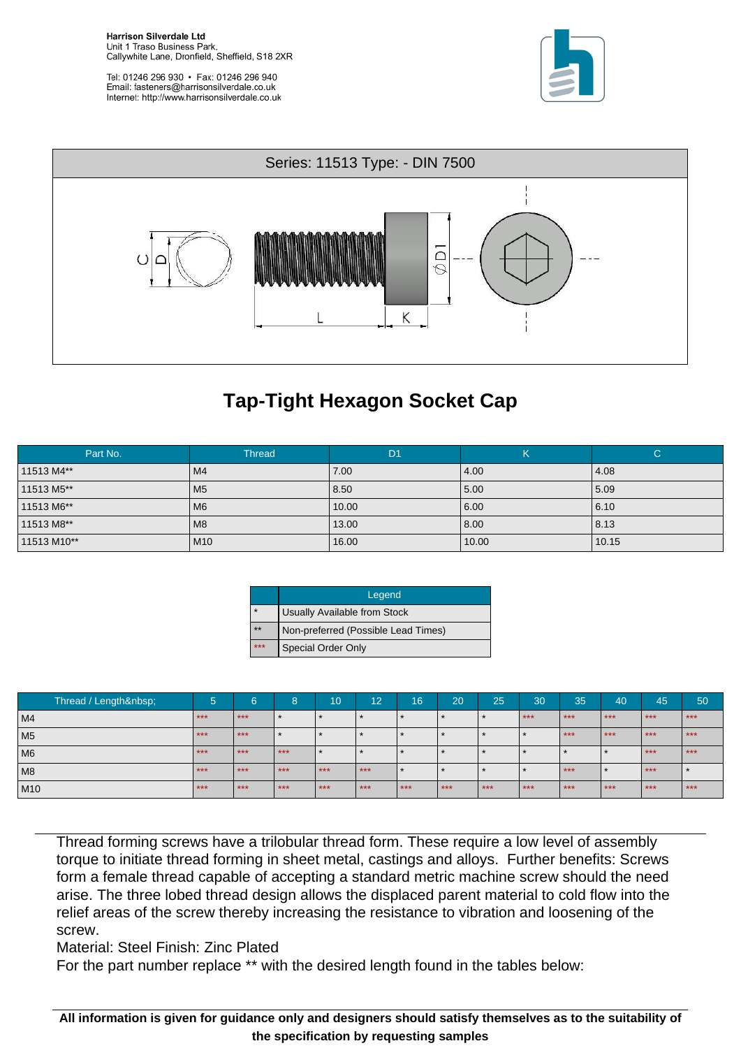Harrison Silverdale Ltd
Unit 1 Traso Business Park,
Callywhite Lane, Dronfield, Sheffield, S18 2XR

Tel: 01246 296 930 • Fax: 01246 296 940
Email: fasteners@harrisonsilverdale.co.uk
Internet: http://www.harrisonsilverdale.co.uk

Series: 11513 Type: - DIN 7500

# Tap-Tight Hexagon Socket Cap

| Part No. | Thread | D1 | K | C |
|---|---|---|---|---|
| 11513 M4** | M4 | 7.00 | 4.00 | 4.08 |
| 11513 M5** | M5 | 8.50 | 5.00 | 5.09 |
| 11513 M6** | M6 | 10.00 | 6.00 | 6.10 |
| 11513 M8** | M8 | 13.00 | 8.00 | 8.13 |
| 11513 M10** | M10 | 16.00 | 10.00 | 10.15 |

| | Legend |
|---|---|
| * | Usually Available from Stock |
| ** | Non-preferred (Possible Lead Times) |
| *** | Special Order Only |

| Thread / Length&nbsp; | 5 | 6 | 8 | 10 | 12 | 16 | 20 | 25 | 30 | 35 | 40 | 45 | 50 |
|---|---|---|---|---|---|---|---|---|---|---|---|---|---|
| M4 | *** | *** | * | * | * | * | * | * | *** | *** | *** | *** | *** |
| M5 | *** | *** | * | * | * | * | * | * | * | *** | *** | *** | *** |
| M6 | *** | *** | *** | * | * | * | * | * | * | * | * | *** | *** |
| M8 | *** | *** | *** | *** | *** | * | * | * | * | *** | * | *** | * |
| M10 | *** | *** | *** | *** | *** | *** | *** | *** | *** | *** | *** | *** | *** |

Thread forming screws have a trilobular thread form. These require a low level of assembly torque to initiate thread forming in sheet metal, castings and alloys. Further benefits: Screws form a female thread capable of accepting a standard metric machine screw should the need arise. The three lobed thread design allows the displaced parent material to cold flow into the relief areas of the screw thereby increasing the resistance to vibration and loosening of the screw.
Material: Steel Finish: Zinc Plated
For the part number replace ** with the desired length found in the tables below:

**All information is given for guidance only and designers should satisfy themselves as to the suitability of the specification by requesting samples**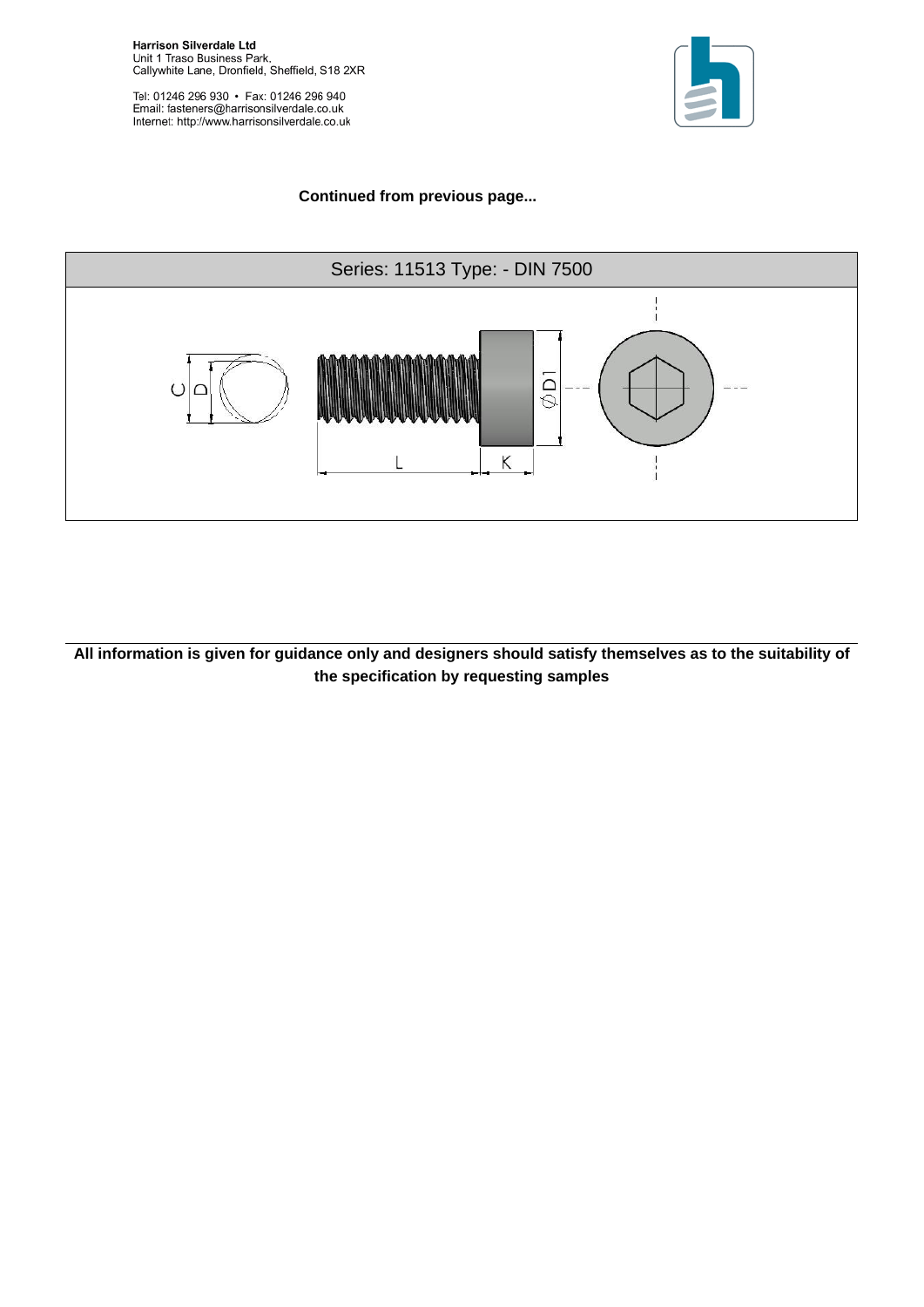Harrison Silverdale Ltd
Unit 1 Traso Business Park,
Callywhite Lane, Dronfield, Sheffield, S18 2XR

Tel: 01246 296 930 • Fax: 01246 296 940
Email: fasteners@harrisonsilverdale.co.uk
Internet: http://www.harrisonsilverdale.co.uk

**Continued from previous page...**

## Series: 11513 Type: - DIN 7500

C
D
ØD1
L
K

**All information is given for guidance only and designers should satisfy themselves as to the suitability of the specification by requesting samples**